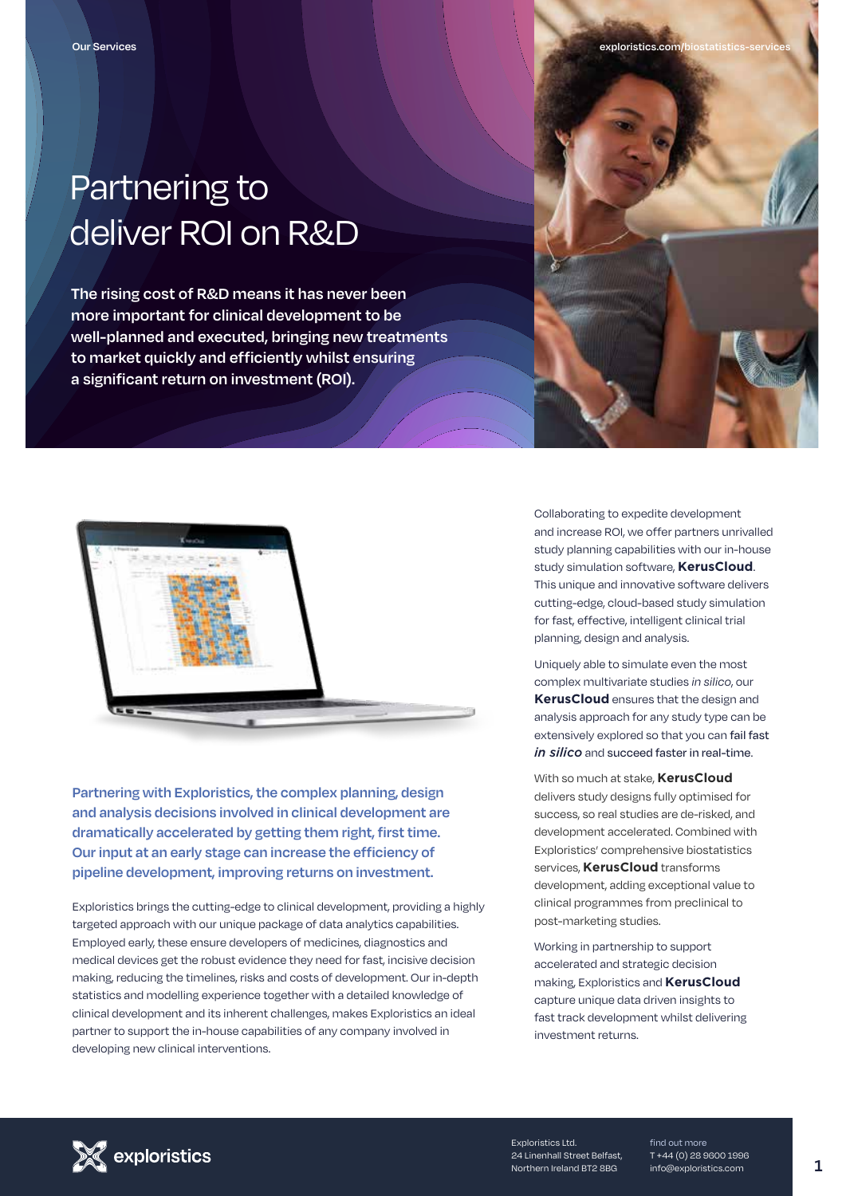Our Services

explorisics.com/biostatistics-services

# Partnering to deliver ROI on R&D

**The rising cost of R&D means it has never been more important for clinical development to be well-planned and executed, bringing new treatments to market quickly and efficiently whilst ensuring a significant return on investment (ROI).**

**Partnering with Exploristics, the complex planning, design and analysis decisions involved in clinical development are dramatically accelerated by getting them right, first time. Our input at an early stage can increase the efficiency of pipeline development, improving returns on investment.**

Exploristics brings the cutting-edge to clinical development, providing a highly targeted approach with our unique package of data analytics capabilities. Employed early, these ensure developers of medicines, diagnostics and medical devices get the robust evidence they need for fast, incisive decision making, reducing the timelines, risks and costs of development. Our in-depth statistics and modelling experience together with a detailed knowledge of clinical development and its inherent challenges, makes Exploristics an ideal partner to support the in-house capabilities of any company involved in developing new clinical interventions.

Collaborating to expedite development and increase ROI, we offer partners unrivalled study planning capabilities with our in-house study simulation software, **KerusCloud**. This unique and innovative software delivers cutting-edge, cloud-based study simulation for fast, effective, intelligent clinical trial planning, design and analysis.

Uniquely able to simulate even the most complex multivariate studies *in silico*, our **KerusCloud** ensures that the design and analysis approach for any study type can be extensively explored so that you can fail fast ***in silico*** and succeed faster in real-time.

With so much at stake, **KerusCloud** delivers study designs fully optimised for success, so real studies are de-risked, and development accelerated. Combined with Exploristics' comprehensive biostatistics services, **KerusCloud** transforms development, adding exceptional value to clinical programmes from preclinical to post-marketing studies.

Working in partnership to support accelerated and strategic decision making, Exploristics and **KerusCloud** capture unique data driven insights to fast track development whilst delivering investment returns.

exploristics

Exploristics Ltd.
24 Linenhall Street Belfast,
Northern Ireland BT2 8BG

find out more
T +44 (0) 28 9600 1996
info@exploristics.com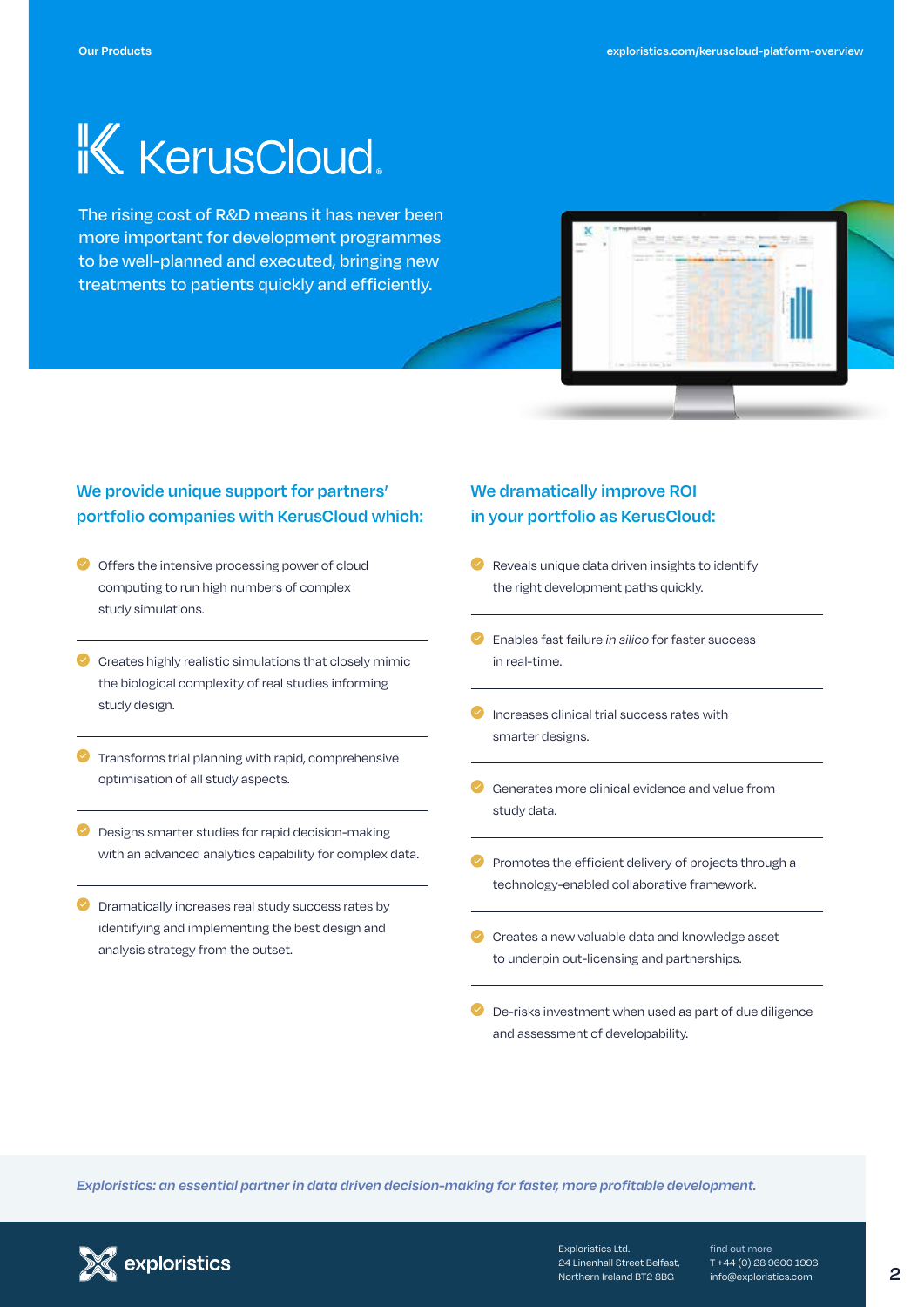# KerusCloud

The rising cost of R&D means it has never been more important for development programmes to be well-planned and executed, bringing new treatments to patients quickly and efficiently.

## We provide unique support for partners' portfolio companies with KerusCloud which:

- Offers the intensive processing power of cloud computing to run high numbers of complex study simulations.
- Creates highly realistic simulations that closely mimic the biological complexity of real studies informing study design.
- Transforms trial planning with rapid, comprehensive optimisation of all study aspects.
- Designs smarter studies for rapid decision-making with an advanced analytics capability for complex data.
- Dramatically increases real study success rates by identifying and implementing the best design and analysis strategy from the outset.

## We dramatically improve ROI in your portfolio as KerusCloud:

- Reveals unique data driven insights to identify the right development paths quickly.
- Enables fast failure *in silico* for faster success in real-time.
- Increases clinical trial success rates with smarter designs.
- Generates more clinical evidence and value from study data.
- Promotes the efficient delivery of projects through a technology-enabled collaborative framework.
- Creates a new valuable data and knowledge asset to underpin out-licensing and partnerships.
- De-risks investment when used as part of due diligence and assessment of developability.

*Exploristics: an essential partner in data driven decision-making for faster, more profitable development.*

exploristics

Exploristics Ltd.
24 Linenhall Street Belfast,
Northern Ireland BT2 8BG

find out more
T +44 (0) 28 9600 1996
info@exploristics.com